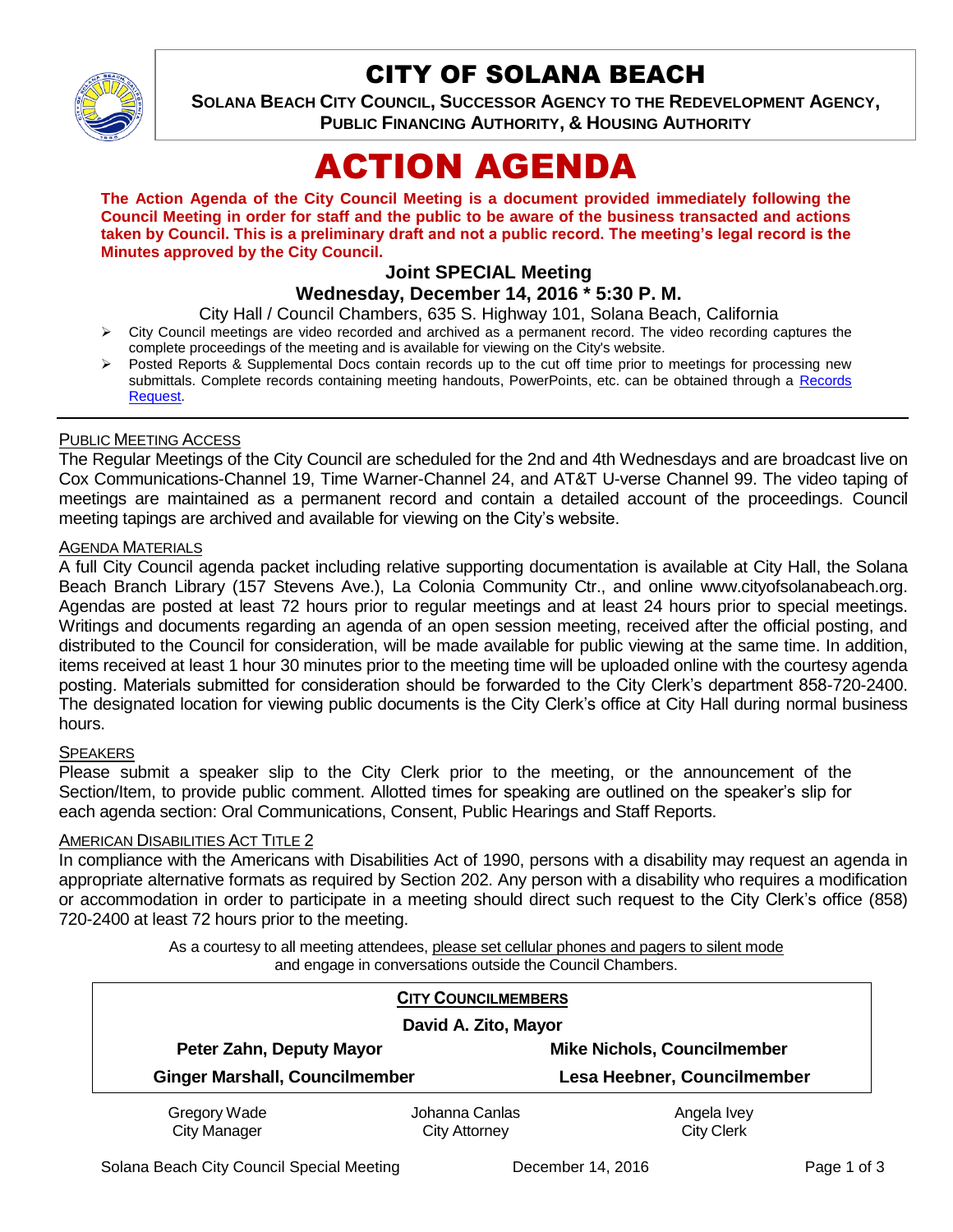# CITY OF SOLANA BEACH

**SOLANA BEACH CITY COUNCIL, SUCCESSOR AGENCY TO THE REDEVELOPMENT AGENCY, PUBLIC FINANCING AUTHORITY, & HOUSING AUTHORITY**

# ACTION AGENDA

**The Action Agenda of the City Council Meeting is a document provided immediately following the Council Meeting in order for staff and the public to be aware of the business transacted and actions taken by Council. This is a preliminary draft and not a public record. The meeting's legal record is the Minutes approved by the City Council.**

## Joint SPECIAL Meeting

### Wednesday, December 14, 2016 * 5:30 P. M.

City Hall / Council Chambers, 635 S. Highway 101, Solana Beach, California

- City Council meetings are video recorded and archived as a permanent record. The video recording captures the complete proceedings of the meeting and is available for viewing on the City's website.
- Posted Reports & Supplemental Docs contain records up to the cut off time prior to meetings for processing new submittals. Complete records containing meeting handouts, PowerPoints, etc. can be obtained through a Records Request.

---

PUBLIC MEETING ACCESS

The Regular Meetings of the City Council are scheduled for the 2nd and 4th Wednesdays and are broadcast live on Cox Communications-Channel 19, Time Warner-Channel 24, and AT&T U-verse Channel 99. The video taping of meetings are maintained as a permanent record and contain a detailed account of the proceedings. Council meeting tapings are archived and available for viewing on the City's website.

AGENDA MATERIALS

A full City Council agenda packet including relative supporting documentation is available at City Hall, the Solana Beach Branch Library (157 Stevens Ave.), La Colonia Community Ctr., and online www.cityofsolanabeach.org. Agendas are posted at least 72 hours prior to regular meetings and at least 24 hours prior to special meetings. Writings and documents regarding an agenda of an open session meeting, received after the official posting, and distributed to the Council for consideration, will be made available for public viewing at the same time. In addition, items received at least 1 hour 30 minutes prior to the meeting time will be uploaded online with the courtesy agenda posting. Materials submitted for consideration should be forwarded to the City Clerk's department 858-720-2400. The designated location for viewing public documents is the City Clerk's office at City Hall during normal business hours.

SPEAKERS

Please submit a speaker slip to the City Clerk prior to the meeting, or the announcement of the Section/Item, to provide public comment. Allotted times for speaking are outlined on the speaker's slip for each agenda section: Oral Communications, Consent, Public Hearings and Staff Reports.

AMERICAN DISABILITIES ACT TITLE 2

In compliance with the Americans with Disabilities Act of 1990, persons with a disability may request an agenda in appropriate alternative formats as required by Section 202. Any person with a disability who requires a modification or accommodation in order to participate in a meeting should direct such request to the City Clerk's office (858) 720-2400 at least 72 hours prior to the meeting.

As a courtesy to all meeting attendees, please set cellular phones and pagers to silent mode and engage in conversations outside the Council Chambers.

**CITY COUNCILMEMBERS**

**David A. Zito, Mayor**

| | |
|---|---|
| **Peter Zahn, Deputy Mayor** | **Mike Nichols, Councilmember** |
| **Ginger Marshall, Councilmember** | **Lesa Heebner, Councilmember** |

| | | |
|---|---|---|
| Gregory Wade<br>City Manager | Johanna Canlas<br>City Attorney | Angela Ivey<br>City Clerk |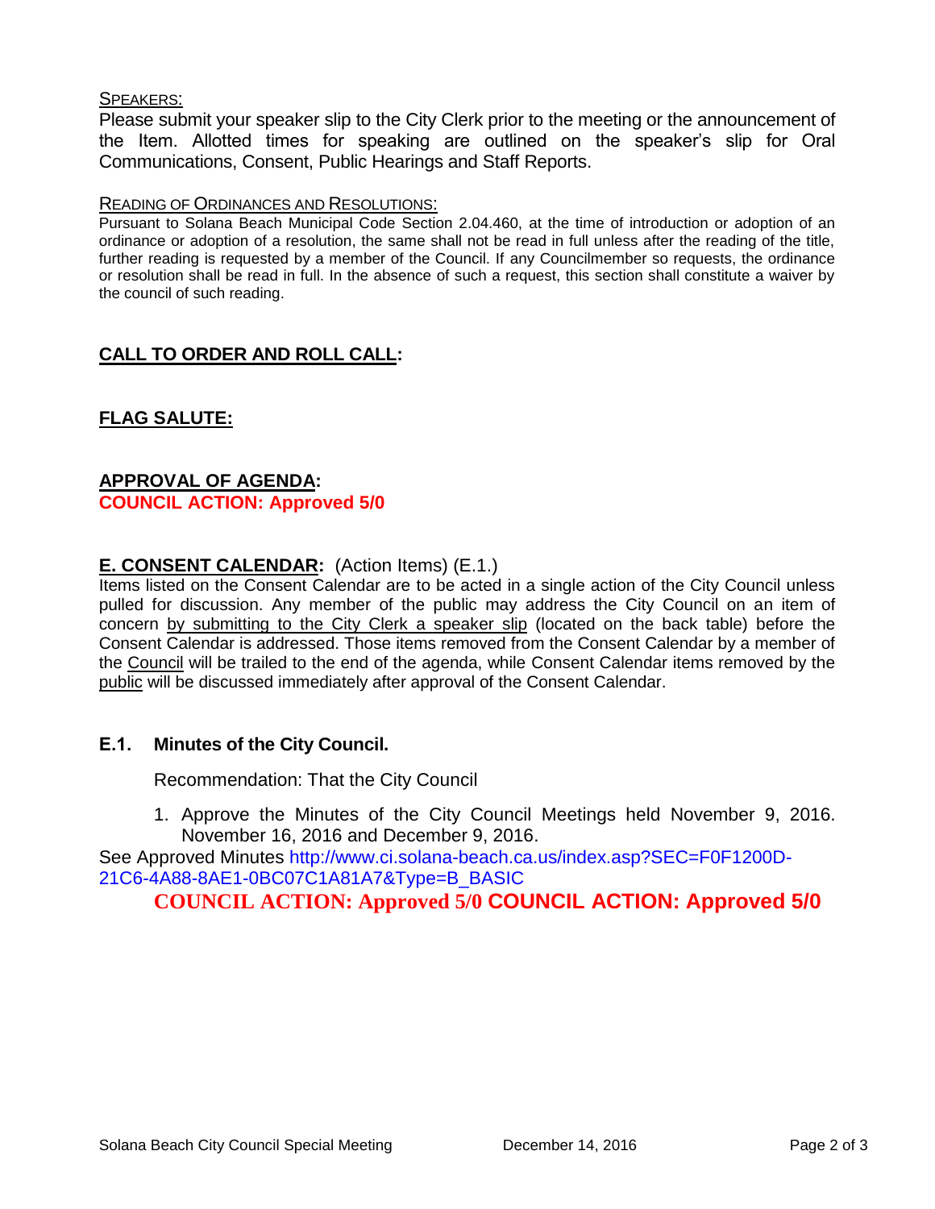SPEAKERS:

Please submit your speaker slip to the City Clerk prior to the meeting or the announcement of the Item. Allotted times for speaking are outlined on the speaker's slip for Oral Communications, Consent, Public Hearings and Staff Reports.

READING OF ORDINANCES AND RESOLUTIONS:

Pursuant to Solana Beach Municipal Code Section 2.04.460, at the time of introduction or adoption of an ordinance or adoption of a resolution, the same shall not be read in full unless after the reading of the title, further reading is requested by a member of the Council. If any Councilmember so requests, the ordinance or resolution shall be read in full. In the absence of such a request, this section shall constitute a waiver by the council of such reading.

## CALL TO ORDER AND ROLL CALL:

## FLAG SALUTE:

## APPROVAL OF AGENDA:

**COUNCIL ACTION: Approved 5/0**

## E. CONSENT CALENDAR: (Action Items) (E.1.)

Items listed on the Consent Calendar are to be acted in a single action of the City Council unless pulled for discussion. Any member of the public may address the City Council on an item of concern by submitting to the City Clerk a speaker slip (located on the back table) before the Consent Calendar is addressed. Those items removed from the Consent Calendar by a member of the Council will be trailed to the end of the agenda, while Consent Calendar items removed by the public will be discussed immediately after approval of the Consent Calendar.

### E.1. Minutes of the City Council.

Recommendation: That the City Council

1. Approve the Minutes of the City Council Meetings held November 9, 2016. November 16, 2016 and December 9, 2016.

See Approved Minutes http://www.ci.solana-beach.ca.us/index.asp?SEC=F0F1200D-21C6-4A88-8AE1-0BC07C1A81A7&Type=B_BASIC

**COUNCIL ACTION: Approved 5/0 COUNCIL ACTION: Approved 5/0**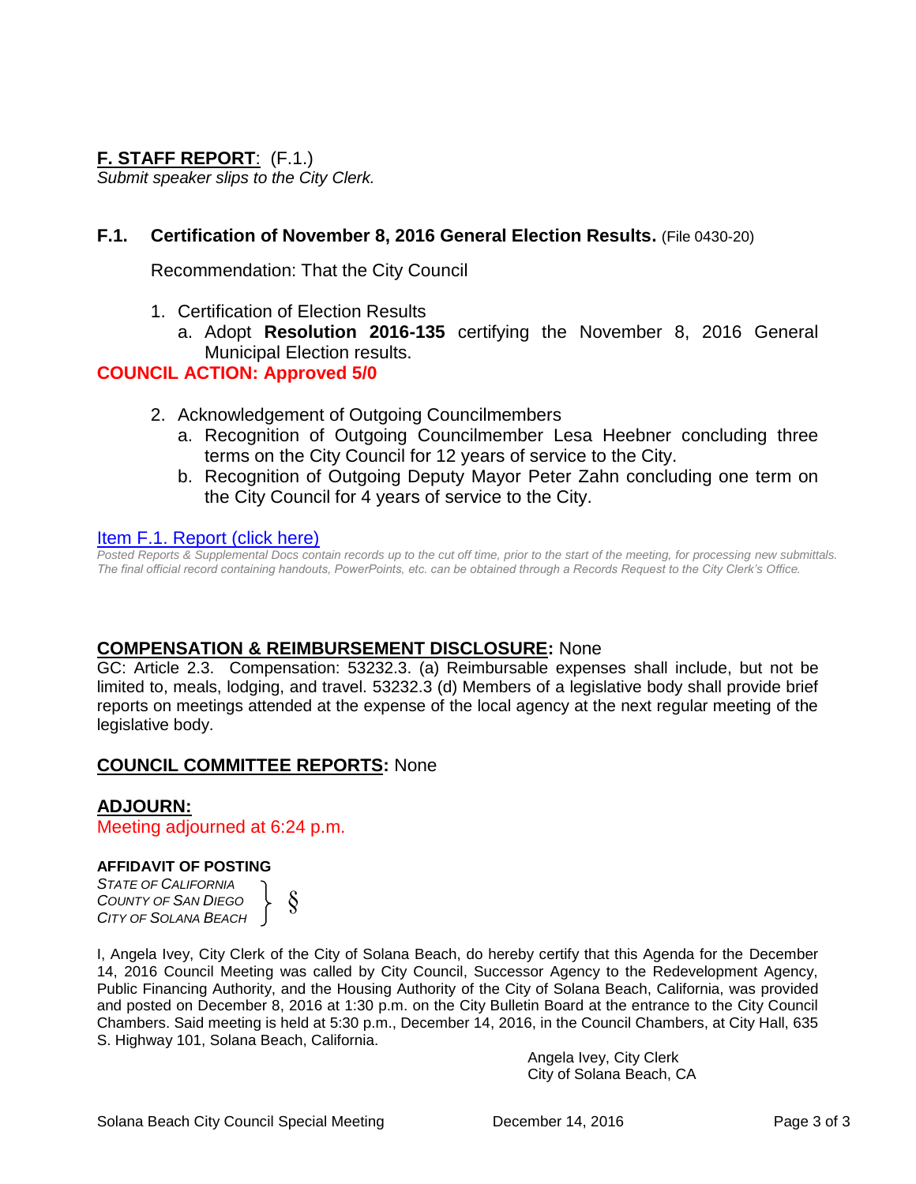**F. STAFF REPORT**: (F.1.)

*Submit speaker slips to the City Clerk.*

**F.1. Certification of November 8, 2016 General Election Results.** (File 0430-20)

Recommendation: That the City Council

1. Certification of Election Results
   a. Adopt **Resolution 2016-135** certifying the November 8, 2016 General Municipal Election results.

**COUNCIL ACTION: Approved 5/0**

2. Acknowledgement of Outgoing Councilmembers
   a. Recognition of Outgoing Councilmember Lesa Heebner concluding three terms on the City Council for 12 years of service to the City.
   b. Recognition of Outgoing Deputy Mayor Peter Zahn concluding one term on the City Council for 4 years of service to the City.

Item F.1. Report (click here)

*Posted Reports & Supplemental Docs contain records up to the cut off time, prior to the start of the meeting, for processing new submittals. The final official record containing handouts, PowerPoints, etc. can be obtained through a Records Request to the City Clerk's Office.*

**COMPENSATION & REIMBURSEMENT DISCLOSURE:** None

GC: Article 2.3. Compensation: 53232.3. (a) Reimbursable expenses shall include, but not be limited to, meals, lodging, and travel. 53232.3 (d) Members of a legislative body shall provide brief reports on meetings attended at the expense of the local agency at the next regular meeting of the legislative body.

**COUNCIL COMMITTEE REPORTS:** None

**ADJOURN:**

Meeting adjourned at 6:24 p.m.

**AFFIDAVIT OF POSTING**

*STATE OF CALIFORNIA*
*COUNTY OF SAN DIEGO*  §
*CITY OF SOLANA BEACH*

I, Angela Ivey, City Clerk of the City of Solana Beach, do hereby certify that this Agenda for the December 14, 2016 Council Meeting was called by City Council, Successor Agency to the Redevelopment Agency, Public Financing Authority, and the Housing Authority of the City of Solana Beach, California, was provided and posted on December 8, 2016 at 1:30 p.m. on the City Bulletin Board at the entrance to the City Council Chambers. Said meeting is held at 5:30 p.m., December 14, 2016, in the Council Chambers, at City Hall, 635 S. Highway 101, Solana Beach, California.

Angela Ivey, City Clerk
City of Solana Beach, CA